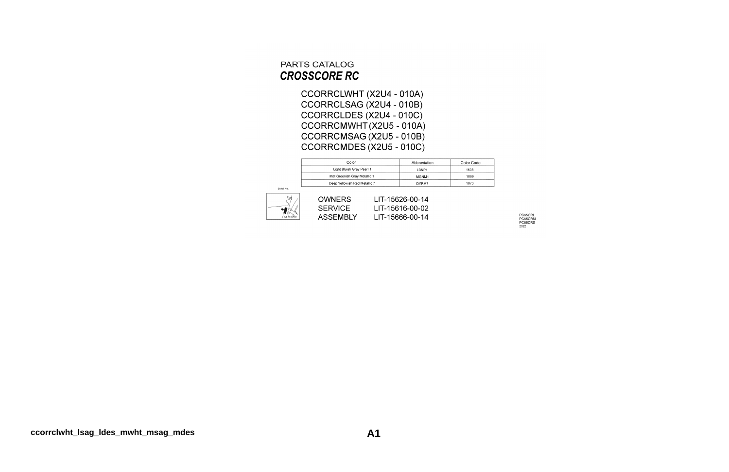PARTS CATALOG

# *CROSSCORE RC*

CCORRCLWHT (X2U4 - 010A)
CCORRCLSAG (X2U4 - 010B)
CCORRCLDES (X2U4 - 010C)
CCORRCMWHT (X2U5 - 010A)
CCORRCMSAG (X2U5 - 010B)
CCORRCMDES (X2U5 - 010C)

| Color | Abbreviation | Color Code |
|---|---|---|
| Light Bluish Gray Pearl 1 | LBNP1 | 1638 |
| Mat Greenish Gray Metallic 1 | MGNM1 | 1869 |
| Deep Yellowish Red Metallic 7 | DYRM7 | 1873 |

Serial No.

OWNERS LIT-15626-00-14
SERVICE LIT-15616-00-02
ASSEMBLY LIT-15666-00-14

PC65CRL
PC65CRM
PC65CRS
2022

ccorrclwht_lsag_ldes_mwht_msag_mdes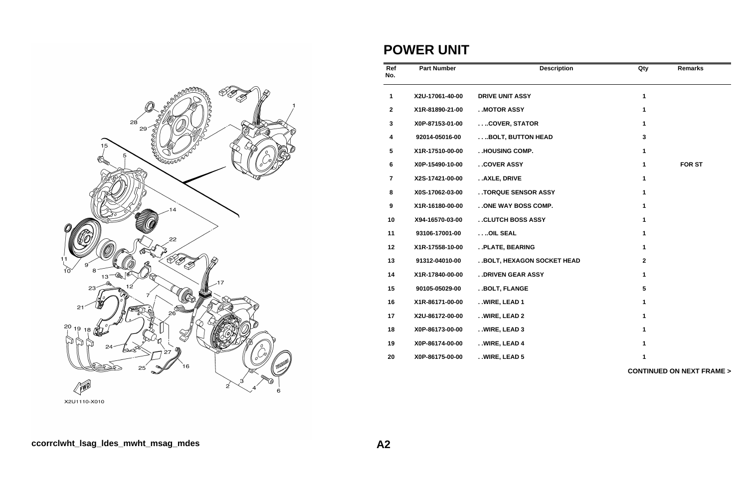# POWER UNIT

| Ref No. | Part Number | Description | Qty | Remarks |
|---|---|---|---|---|
| 1 | X2U-17061-40-00 | DRIVE UNIT ASSY | 1 | |
| 2 | X1R-81890-21-00 | . .MOTOR ASSY | 1 | |
| 3 | X0P-87153-01-00 | . . . .COVER, STATOR | 1 | |
| 4 | 92014-05016-00 | . . . .BOLT, BUTTON HEAD | 3 | |
| 5 | X1R-17510-00-00 | . .HOUSING COMP. | 1 | |
| 6 | X0P-15490-10-00 | . .COVER ASSY | 1 | FOR ST |
| 7 | X2S-17421-00-00 | . .AXLE, DRIVE | 1 | |
| 8 | X0S-17062-03-00 | . .TORQUE SENSOR ASSY | 1 | |
| 9 | X1R-16180-00-00 | . .ONE WAY BOSS COMP. | 1 | |
| 10 | X94-16570-03-00 | . .CLUTCH BOSS ASSY | 1 | |
| 11 | 93106-17001-00 | . . . .OIL SEAL | 1 | |
| 12 | X1R-17558-10-00 | . .PLATE, BEARING | 1 | |
| 13 | 91312-04010-00 | . .BOLT, HEXAGON SOCKET HEAD | 2 | |
| 14 | X1R-17840-00-00 | . .DRIVEN GEAR ASSY | 1 | |
| 15 | 90105-05029-00 | . .BOLT, FLANGE | 5 | |
| 16 | X1R-86171-00-00 | . .WIRE, LEAD 1 | 1 | |
| 17 | X2U-86172-00-00 | . .WIRE, LEAD 2 | 1 | |
| 18 | X0P-86173-00-00 | . .WIRE, LEAD 3 | 1 | |
| 19 | X0P-86174-00-00 | . .WIRE, LEAD 4 | 1 | |
| 20 | X0P-86175-00-00 | . .WIRE, LEAD 5 | 1 | |

CONTINUED ON NEXT FRAME >

ccorrclwht_lsag_ldes_mwht_msag_mdes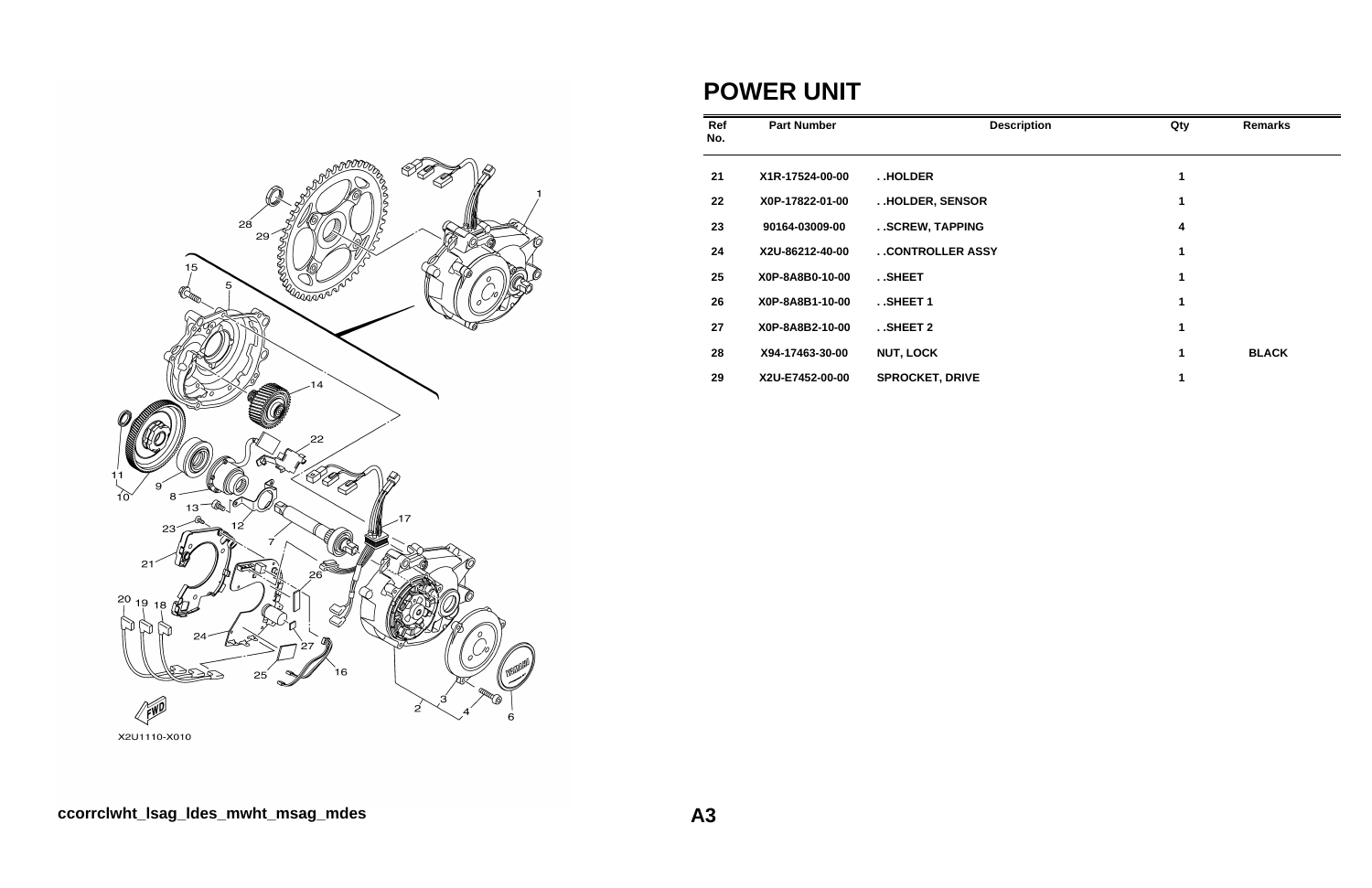# POWER UNIT

| Ref No. | Part Number | Description | Qty | Remarks |
|---|---|---|---|---|
| 21 | X1R-17524-00-00 | . .HOLDER | 1 | |
| 22 | X0P-17822-01-00 | . .HOLDER, SENSOR | 1 | |
| 23 | 90164-03009-00 | . .SCREW, TAPPING | 4 | |
| 24 | X2U-86212-40-00 | . .CONTROLLER ASSY | 1 | |
| 25 | X0P-8A8B0-10-00 | . .SHEET | 1 | |
| 26 | X0P-8A8B1-10-00 | . .SHEET 1 | 1 | |
| 27 | X0P-8A8B2-10-00 | . .SHEET 2 | 1 | |
| 28 | X94-17463-30-00 | NUT, LOCK | 1 | BLACK |
| 29 | X2U-E7452-00-00 | SPROCKET, DRIVE | 1 | |

X2U1110-X010

ccorrclwht_lsag_ldes_mwht_msag_mdes

A3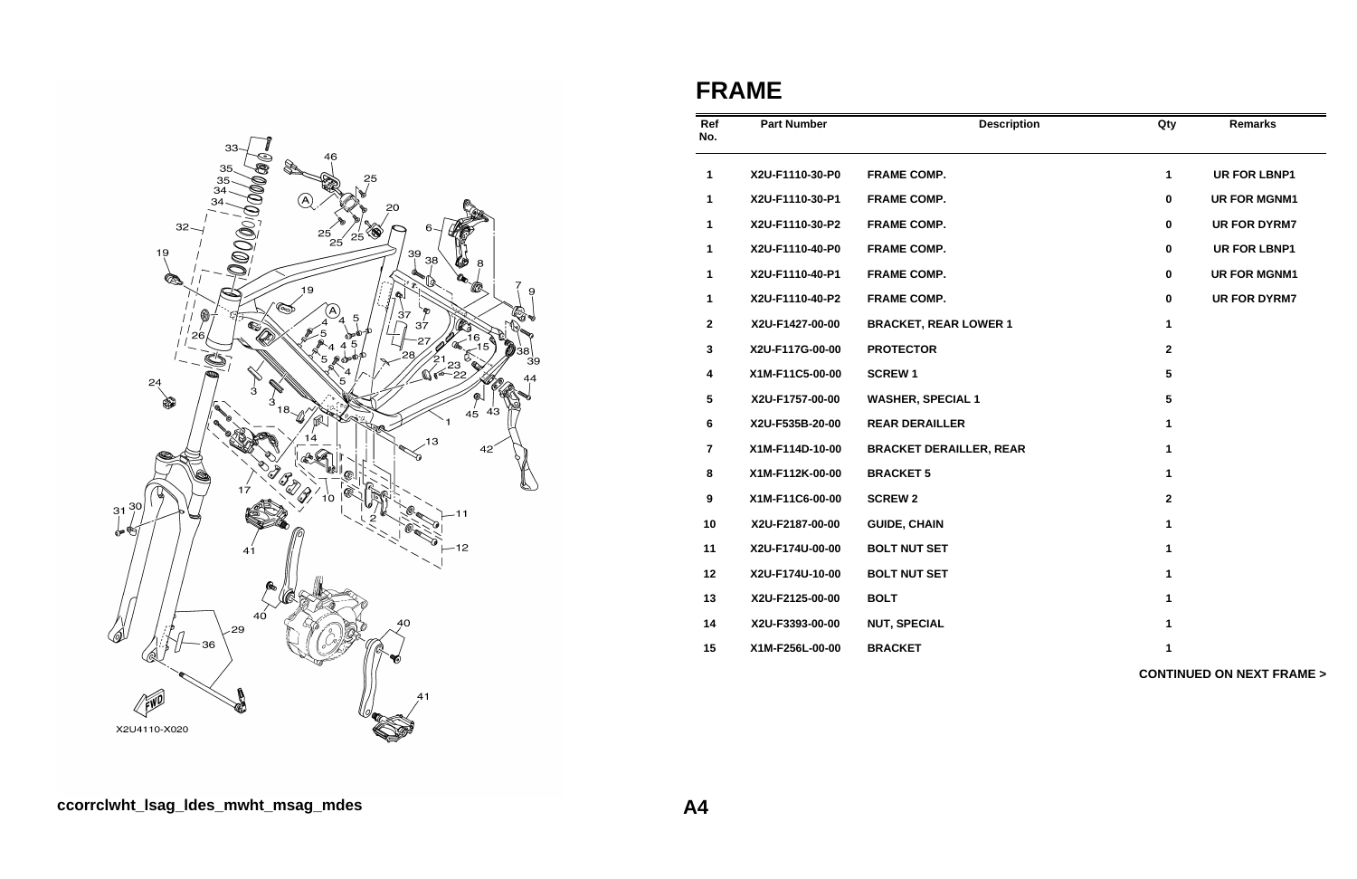# FRAME

| Ref No. | Part Number | Description | Qty | Remarks |
|---|---|---|---|---|
| 1 | X2U-F1110-30-P0 | FRAME COMP. | 1 | UR FOR LBNP1 |
| 1 | X2U-F1110-30-P1 | FRAME COMP. | 0 | UR FOR MGNM1 |
| 1 | X2U-F1110-30-P2 | FRAME COMP. | 0 | UR FOR DYRM7 |
| 1 | X2U-F1110-40-P0 | FRAME COMP. | 0 | UR FOR LBNP1 |
| 1 | X2U-F1110-40-P1 | FRAME COMP. | 0 | UR FOR MGNM1 |
| 1 | X2U-F1110-40-P2 | FRAME COMP. | 0 | UR FOR DYRM7 |
| 2 | X2U-F1427-00-00 | BRACKET, REAR LOWER 1 | 1 | |
| 3 | X2U-F117G-00-00 | PROTECTOR | 2 | |
| 4 | X1M-F11C5-00-00 | SCREW 1 | 5 | |
| 5 | X2U-F1757-00-00 | WASHER, SPECIAL 1 | 5 | |
| 6 | X2U-F535B-20-00 | REAR DERAILLER | 1 | |
| 7 | X1M-F114D-10-00 | BRACKET DERAILLER, REAR | 1 | |
| 8 | X1M-F112K-00-00 | BRACKET 5 | 1 | |
| 9 | X1M-F11C6-00-00 | SCREW 2 | 2 | |
| 10 | X2U-F2187-00-00 | GUIDE, CHAIN | 1 | |
| 11 | X2U-F174U-00-00 | BOLT NUT SET | 1 | |
| 12 | X2U-F174U-10-00 | BOLT NUT SET | 1 | |
| 13 | X2U-F2125-00-00 | BOLT | 1 | |
| 14 | X2U-F3393-00-00 | NUT, SPECIAL | 1 | |
| 15 | X1M-F256L-00-00 | BRACKET | 1 | |

**CONTINUED ON NEXT FRAME >**

X2U4110-X020

**ccorrclwht_lsag_ldes_mwht_msag_mdes**

**A4**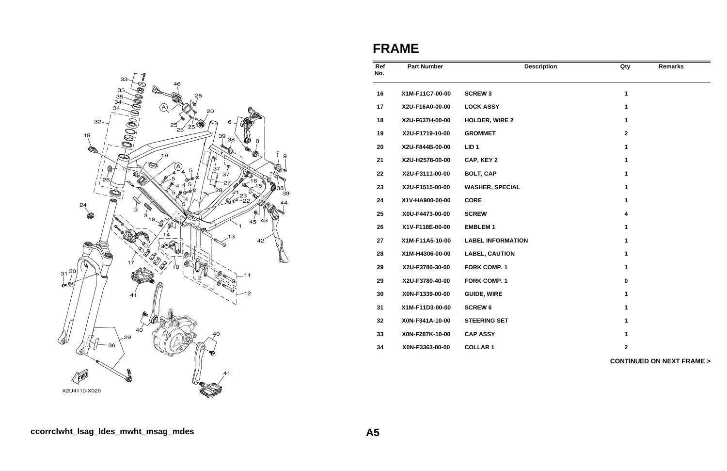# FRAME

| Ref No. | Part Number | Description | Qty | Remarks |
|---|---|---|---|---|
| 16 | X1M-F11C7-00-00 | SCREW 3 | 1 | |
| 17 | X2U-F16A0-00-00 | LOCK ASSY | 1 | |
| 18 | X2U-F637H-00-00 | HOLDER, WIRE 2 | 1 | |
| 19 | X2U-F1719-10-00 | GROMMET | 2 | |
| 20 | X2U-F844B-00-00 | LID 1 | 1 | |
| 21 | X2U-H2578-00-00 | CAP, KEY 2 | 1 | |
| 22 | X2U-F3111-00-00 | BOLT, CAP | 1 | |
| 23 | X2U-F1515-00-00 | WASHER, SPECIAL | 1 | |
| 24 | X1V-HA900-00-00 | CORE | 1 | |
| 25 | X0U-F4473-00-00 | SCREW | 4 | |
| 26 | X1V-F118E-00-00 | EMBLEM 1 | 1 | |
| 27 | X1M-F11A5-10-00 | LABEL INFORMATION | 1 | |
| 28 | X1M-H4306-00-00 | LABEL, CAUTION | 1 | |
| 29 | X2U-F3780-30-00 | FORK COMP. 1 | 1 | |
| 29 | X2U-F3780-40-00 | FORK COMP. 1 | 0 | |
| 30 | X0N-F1339-00-00 | GUIDE, WIRE | 1 | |
| 31 | X1M-F11D3-00-00 | SCREW 6 | 1 | |
| 32 | X0N-F341A-10-00 | STEERING SET | 1 | |
| 33 | X0N-F287K-10-00 | CAP ASSY | 1 | |
| 34 | X0N-F3363-00-00 | COLLAR 1 | 2 | |

**CONTINUED ON NEXT FRAME >**

X2U4110-X020

ccorrclwht_lsag_ldes_mwht_msag_mdes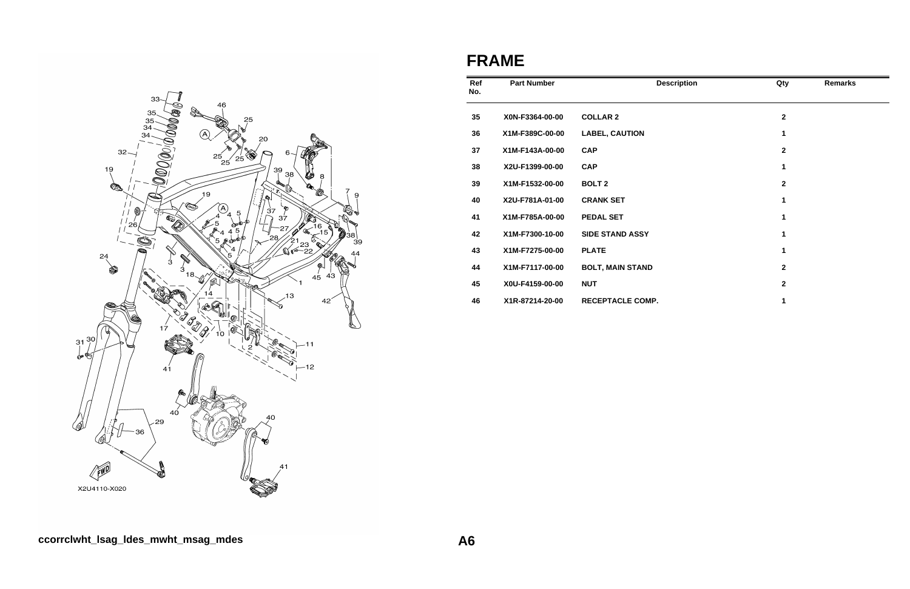# FRAME

| Ref No. | Part Number | Description | Qty | Remarks |
|---|---|---|---|---|
| 35 | X0N-F3364-00-00 | COLLAR 2 | 2 | |
| 36 | X1M-F389C-00-00 | LABEL, CAUTION | 1 | |
| 37 | X1M-F143A-00-00 | CAP | 2 | |
| 38 | X2U-F1399-00-00 | CAP | 1 | |
| 39 | X1M-F1532-00-00 | BOLT 2 | 2 | |
| 40 | X2U-F781A-01-00 | CRANK SET | 1 | |
| 41 | X1M-F785A-00-00 | PEDAL SET | 1 | |
| 42 | X1M-F7300-10-00 | SIDE STAND ASSY | 1 | |
| 43 | X1M-F7275-00-00 | PLATE | 1 | |
| 44 | X1M-F7117-00-00 | BOLT, MAIN STAND | 2 | |
| 45 | X0U-F4159-00-00 | NUT | 2 | |
| 46 | X1R-87214-20-00 | RECEPTACLE COMP. | 1 | |

X2U4110-X020

ccorrclwht_lsag_ldes_mwht_msag_mdes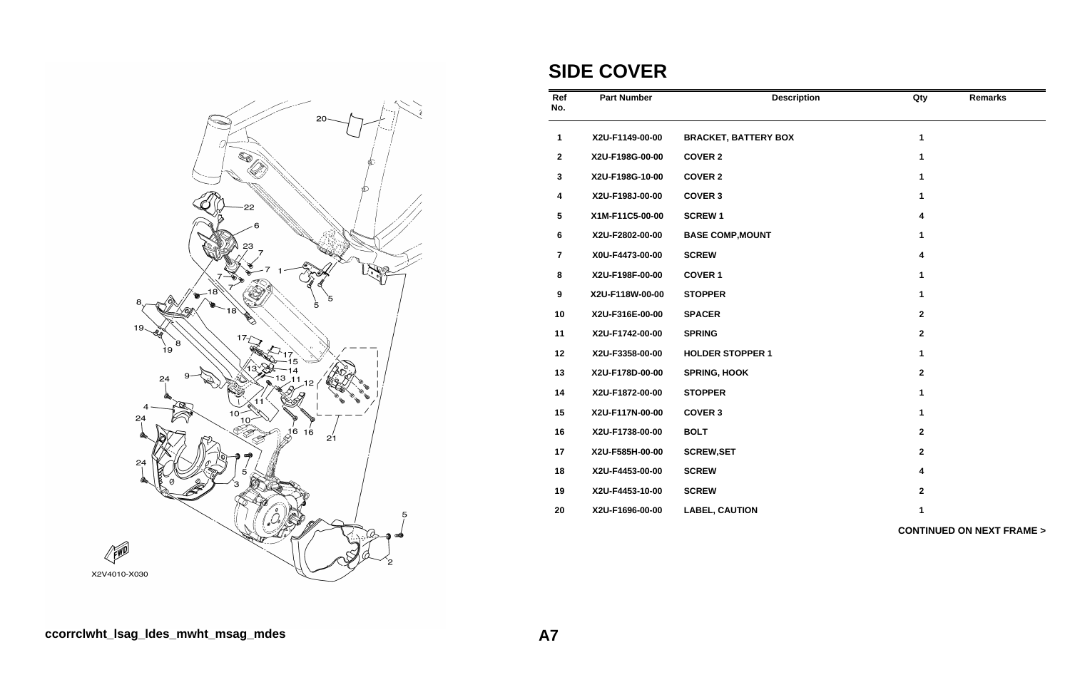# SIDE COVER

| Ref No. | Part Number | Description | Qty | Remarks |
|---|---|---|---|---|
| 1 | X2U-F1149-00-00 | BRACKET, BATTERY BOX | 1 | |
| 2 | X2U-F198G-00-00 | COVER 2 | 1 | |
| 3 | X2U-F198G-10-00 | COVER 2 | 1 | |
| 4 | X2U-F198J-00-00 | COVER 3 | 1 | |
| 5 | X1M-F11C5-00-00 | SCREW 1 | 4 | |
| 6 | X2U-F2802-00-00 | BASE COMP,MOUNT | 1 | |
| 7 | X0U-F4473-00-00 | SCREW | 4 | |
| 8 | X2U-F198F-00-00 | COVER 1 | 1 | |
| 9 | X2U-F118W-00-00 | STOPPER | 1 | |
| 10 | X2U-F316E-00-00 | SPACER | 2 | |
| 11 | X2U-F1742-00-00 | SPRING | 2 | |
| 12 | X2U-F3358-00-00 | HOLDER STOPPER 1 | 1 | |
| 13 | X2U-F178D-00-00 | SPRING, HOOK | 2 | |
| 14 | X2U-F1872-00-00 | STOPPER | 1 | |
| 15 | X2U-F117N-00-00 | COVER 3 | 1 | |
| 16 | X2U-F1738-00-00 | BOLT | 2 | |
| 17 | X2U-F585H-00-00 | SCREW,SET | 2 | |
| 18 | X2U-F4453-00-00 | SCREW | 4 | |
| 19 | X2U-F4453-10-00 | SCREW | 2 | |
| 20 | X2U-F1696-00-00 | LABEL, CAUTION | 1 | |

**CONTINUED ON NEXT FRAME >**

X2V4010-X030

ccorrclwht_lsag_ldes_mwht_msag_mdes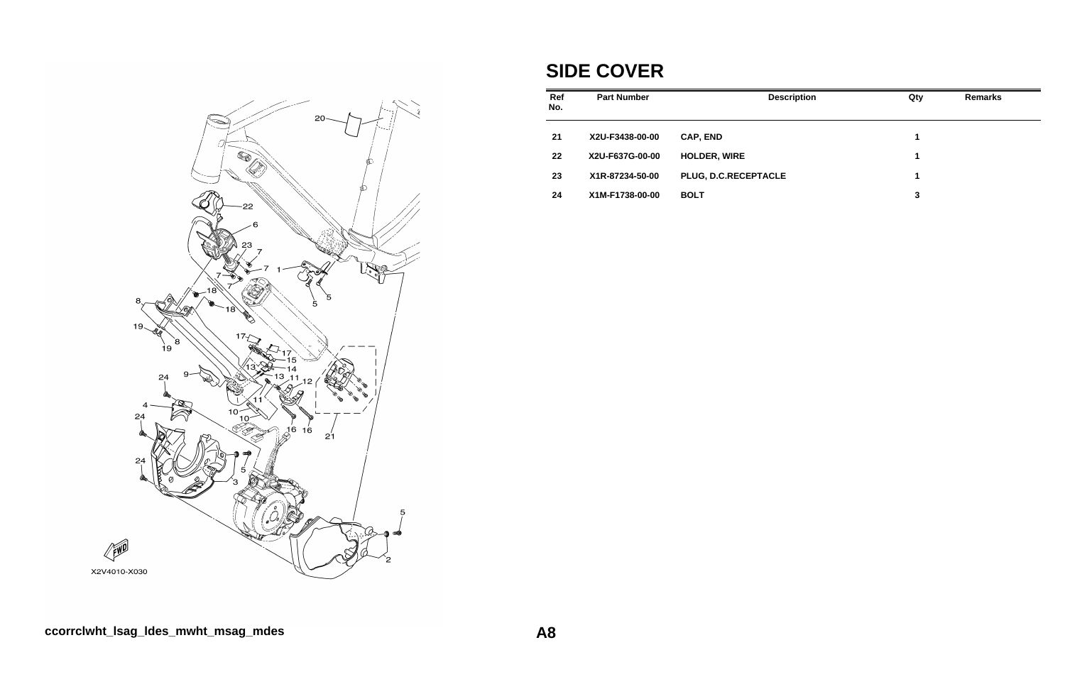# SIDE COVER

| Ref No. | Part Number | Description | Qty | Remarks |
|---|---|---|---|---|
| 21 | X2U-F3438-00-00 | CAP, END | 1 | |
| 22 | X2U-F637G-00-00 | HOLDER, WIRE | 1 | |
| 23 | X1R-87234-50-00 | PLUG, D.C.RECEPTACLE | 1 | |
| 24 | X1M-F1738-00-00 | BOLT | 3 | |

ccorrclwht_lsag_ldes_mwht_msag_mdes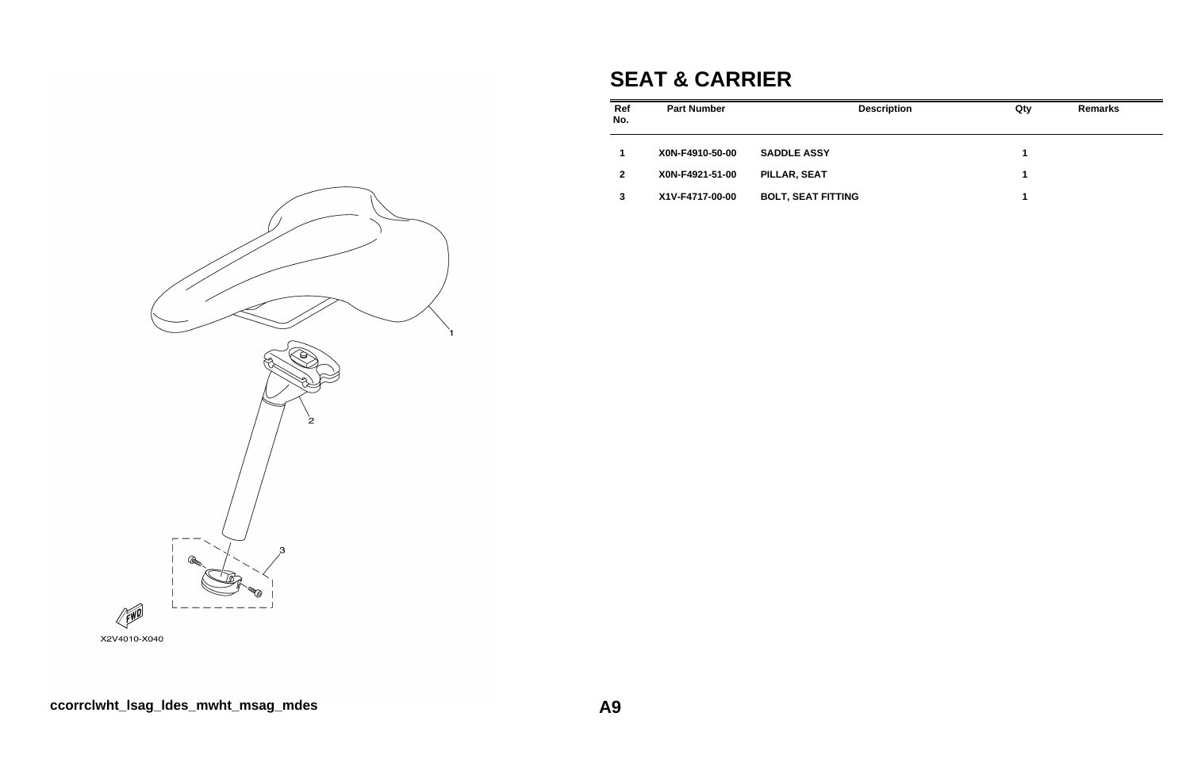# SEAT & CARRIER

| Ref No. | Part Number | Description | Qty | Remarks |
|---|---|---|---|---|
| 1 | X0N-F4910-50-00 | SADDLE ASSY | 1 | |
| 2 | X0N-F4921-51-00 | PILLAR, SEAT | 1 | |
| 3 | X1V-F4717-00-00 | BOLT, SEAT FITTING | 1 | |

X2V4010-X040

ccorrclwht_lsag_ldes_mwht_msag_mdes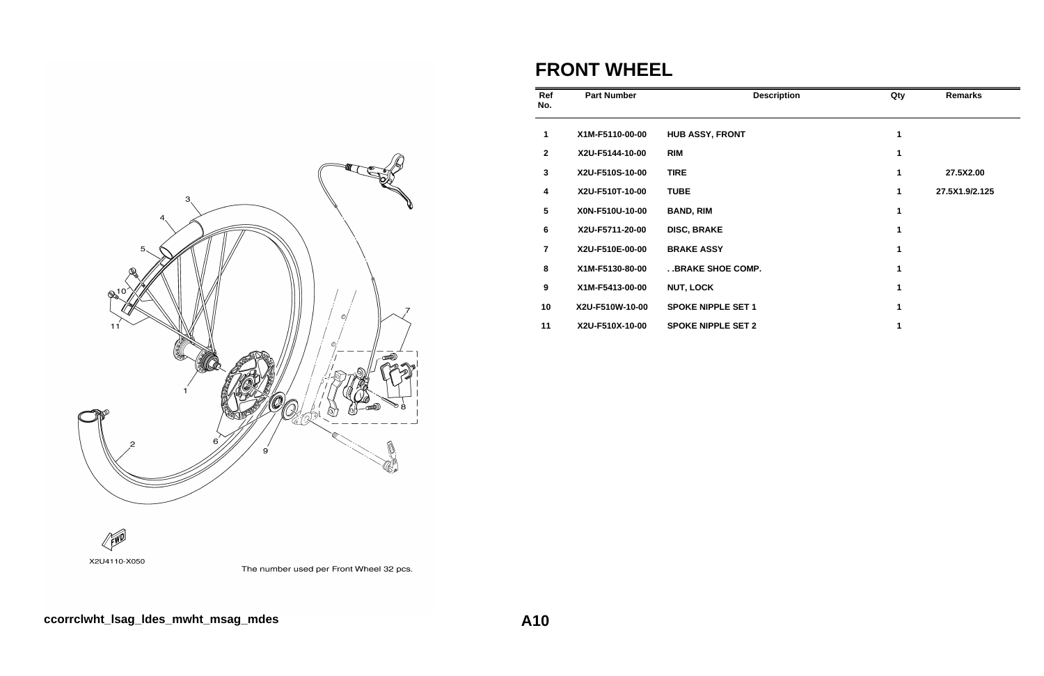X2U4110-X050

The number used per Front Wheel 32 pcs.

# FRONT WHEEL

| Ref No. | Part Number | Description | Qty | Remarks |
|---|---|---|---|---|
| 1 | X1M-F5110-00-00 | HUB ASSY, FRONT | 1 | |
| 2 | X2U-F5144-10-00 | RIM | 1 | |
| 3 | X2U-F510S-10-00 | TIRE | 1 | 27.5X2.00 |
| 4 | X2U-F510T-10-00 | TUBE | 1 | 27.5X1.9/2.125 |
| 5 | X0N-F510U-10-00 | BAND, RIM | 1 | |
| 6 | X2U-F5711-20-00 | DISC, BRAKE | 1 | |
| 7 | X2U-F510E-00-00 | BRAKE ASSY | 1 | |
| 8 | X1M-F5130-80-00 | . .BRAKE SHOE COMP. | 1 | |
| 9 | X1M-F5413-00-00 | NUT, LOCK | 1 | |
| 10 | X2U-F510W-10-00 | SPOKE NIPPLE SET 1 | 1 | |
| 11 | X2U-F510X-10-00 | SPOKE NIPPLE SET 2 | 1 | |

ccorrclwht_lsag_ldes_mwht_msag_mdes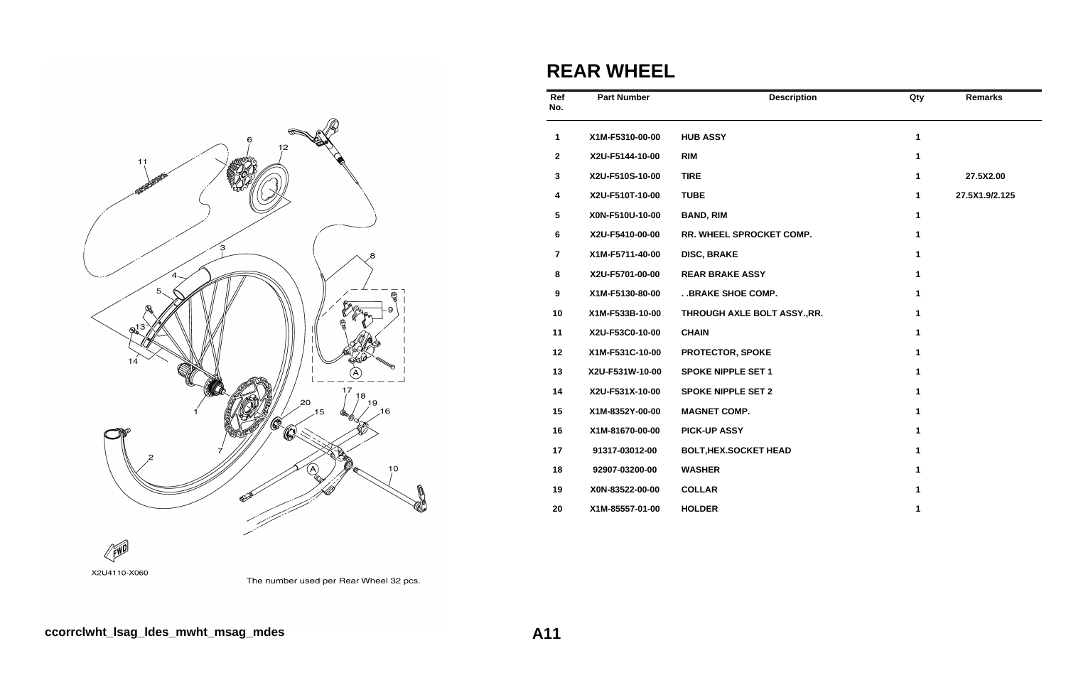## REAR WHEEL

| Ref No. | Part Number | Description | Qty | Remarks |
|---|---|---|---|---|
| 1 | X1M-F5310-00-00 | HUB ASSY | 1 | |
| 2 | X2U-F5144-10-00 | RIM | 1 | |
| 3 | X2U-F510S-10-00 | TIRE | 1 | 27.5X2.00 |
| 4 | X2U-F510T-10-00 | TUBE | 1 | 27.5X1.9/2.125 |
| 5 | X0N-F510U-10-00 | BAND, RIM | 1 | |
| 6 | X2U-F5410-00-00 | RR. WHEEL SPROCKET COMP. | 1 | |
| 7 | X1M-F5711-40-00 | DISC, BRAKE | 1 | |
| 8 | X2U-F5701-00-00 | REAR BRAKE ASSY | 1 | |
| 9 | X1M-F5130-80-00 | . .BRAKE SHOE COMP. | 1 | |
| 10 | X1M-F533B-10-00 | THROUGH AXLE BOLT ASSY.,RR. | 1 | |
| 11 | X2U-F53C0-10-00 | CHAIN | 1 | |
| 12 | X1M-F531C-10-00 | PROTECTOR, SPOKE | 1 | |
| 13 | X2U-F531W-10-00 | SPOKE NIPPLE SET 1 | 1 | |
| 14 | X2U-F531X-10-00 | SPOKE NIPPLE SET 2 | 1 | |
| 15 | X1M-8352Y-00-00 | MAGNET COMP. | 1 | |
| 16 | X1M-81670-00-00 | PICK-UP ASSY | 1 | |
| 17 | 91317-03012-00 | BOLT,HEX.SOCKET HEAD | 1 | |
| 18 | 92907-03200-00 | WASHER | 1 | |
| 19 | X0N-83522-00-00 | COLLAR | 1 | |
| 20 | X1M-85557-01-00 | HOLDER | 1 | |

X2U4110-X060

The number used per Rear Wheel 32 pcs.

ccorrclwht_lsag_ldes_mwht_msag_mdes

A11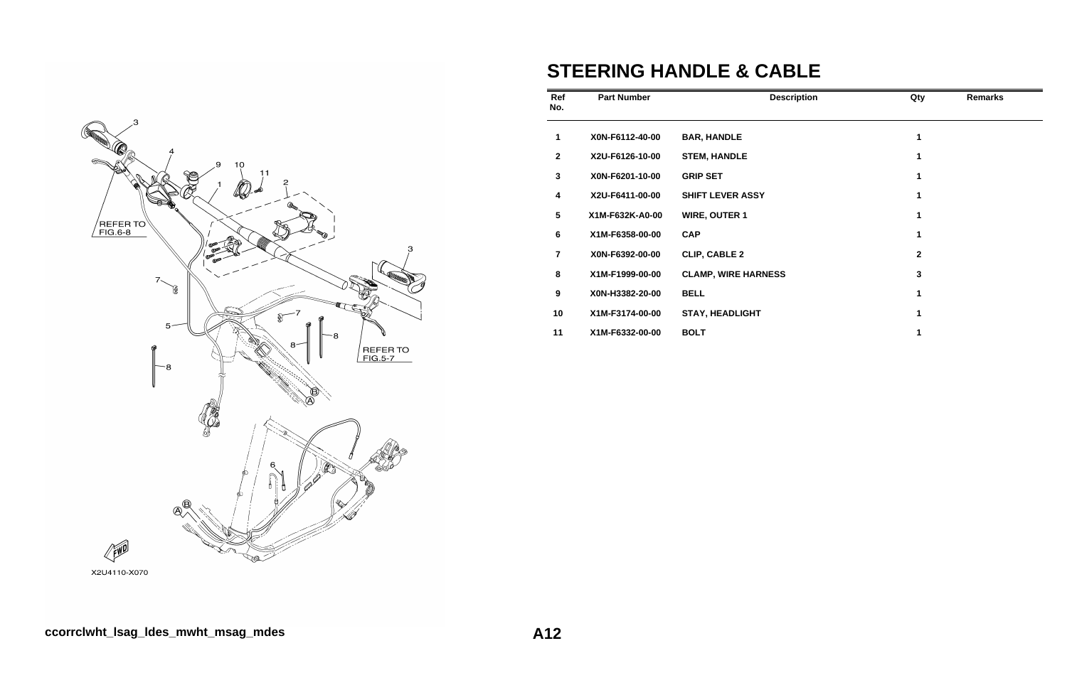# STEERING HANDLE & CABLE

| Ref No. | Part Number | Description | Qty | Remarks |
|---|---|---|---|---|
| 1 | X0N-F6112-40-00 | BAR, HANDLE | 1 | |
| 2 | X2U-F6126-10-00 | STEM, HANDLE | 1 | |
| 3 | X0N-F6201-10-00 | GRIP SET | 1 | |
| 4 | X2U-F6411-00-00 | SHIFT LEVER ASSY | 1 | |
| 5 | X1M-F632K-A0-00 | WIRE, OUTER 1 | 1 | |
| 6 | X1M-F6358-00-00 | CAP | 1 | |
| 7 | X0N-F6392-00-00 | CLIP, CABLE 2 | 2 | |
| 8 | X1M-F1999-00-00 | CLAMP, WIRE HARNESS | 3 | |
| 9 | X0N-H3382-20-00 | BELL | 1 | |
| 10 | X1M-F3174-00-00 | STAY, HEADLIGHT | 1 | |
| 11 | X1M-F6332-00-00 | BOLT | 1 | |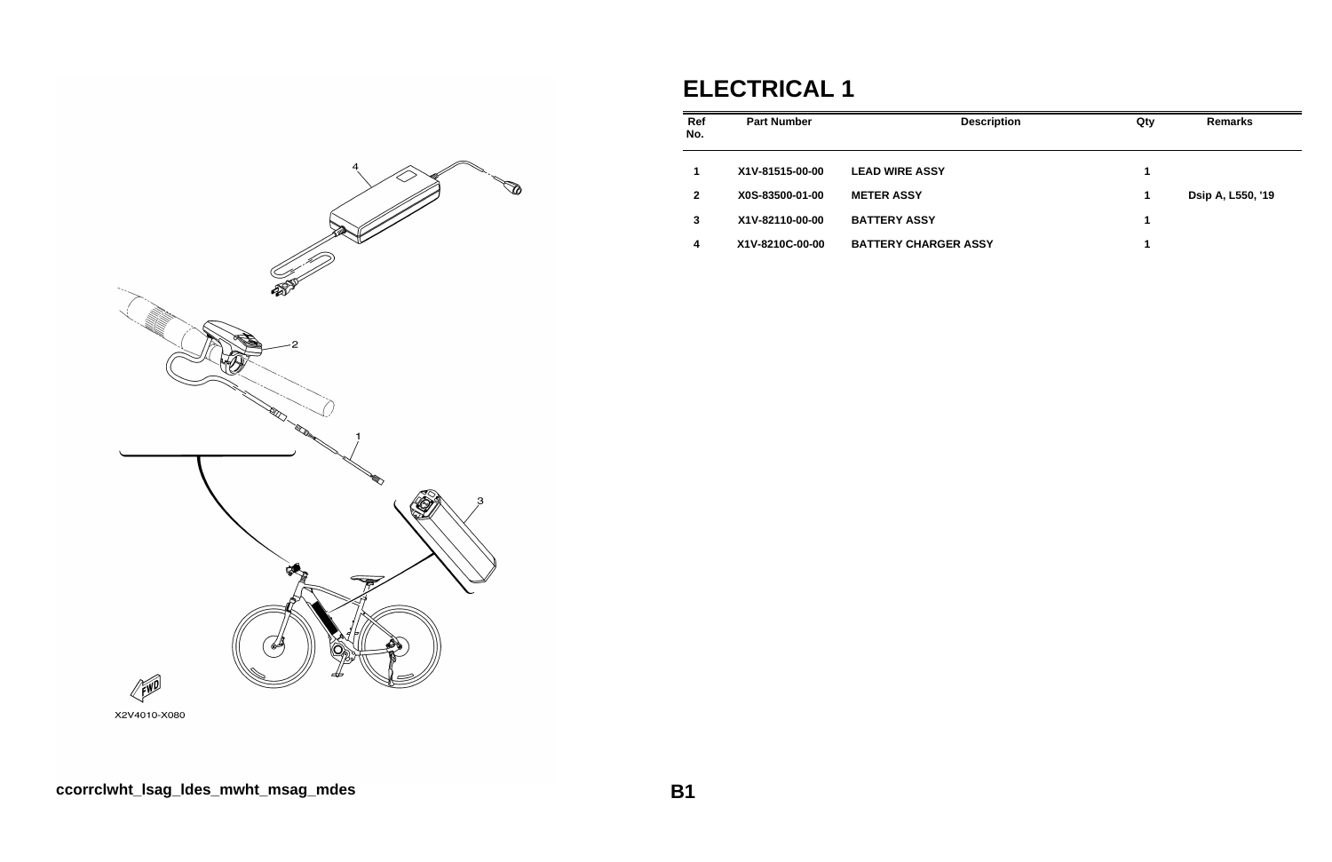# ELECTRICAL 1

| Ref No. | Part Number | Description | Qty | Remarks |
|---|---|---|---|---|
| 1 | X1V-81515-00-00 | LEAD WIRE ASSY | 1 | |
| 2 | X0S-83500-01-00 | METER ASSY | 1 | Dsip A, L550, '19 |
| 3 | X1V-82110-00-00 | BATTERY ASSY | 1 | |
| 4 | X1V-8210C-00-00 | BATTERY CHARGER ASSY | 1 | |

X2V4010-X080

ccorrclwht_lsag_ldes_mwht_msag_mdes

B1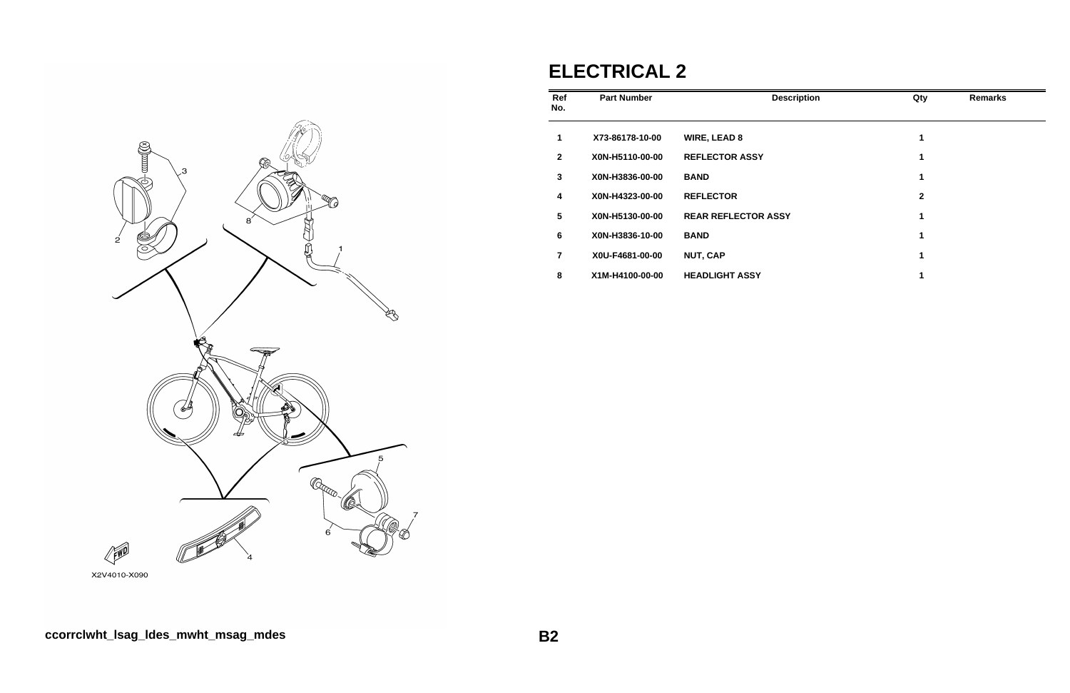X2V4010-X090

# ELECTRICAL 2

| Ref No. | Part Number | Description | Qty | Remarks |
|---|---|---|---|---|
| 1 | X73-86178-10-00 | WIRE, LEAD 8 | 1 | |
| 2 | X0N-H5110-00-00 | REFLECTOR ASSY | 1 | |
| 3 | X0N-H3836-00-00 | BAND | 1 | |
| 4 | X0N-H4323-00-00 | REFLECTOR | 2 | |
| 5 | X0N-H5130-00-00 | REAR REFLECTOR ASSY | 1 | |
| 6 | X0N-H3836-10-00 | BAND | 1 | |
| 7 | X0U-F4681-00-00 | NUT, CAP | 1 | |
| 8 | X1M-H4100-00-00 | HEADLIGHT ASSY | 1 | |

ccorrclwht_lsag_ldes_mwht_msag_mdes

B2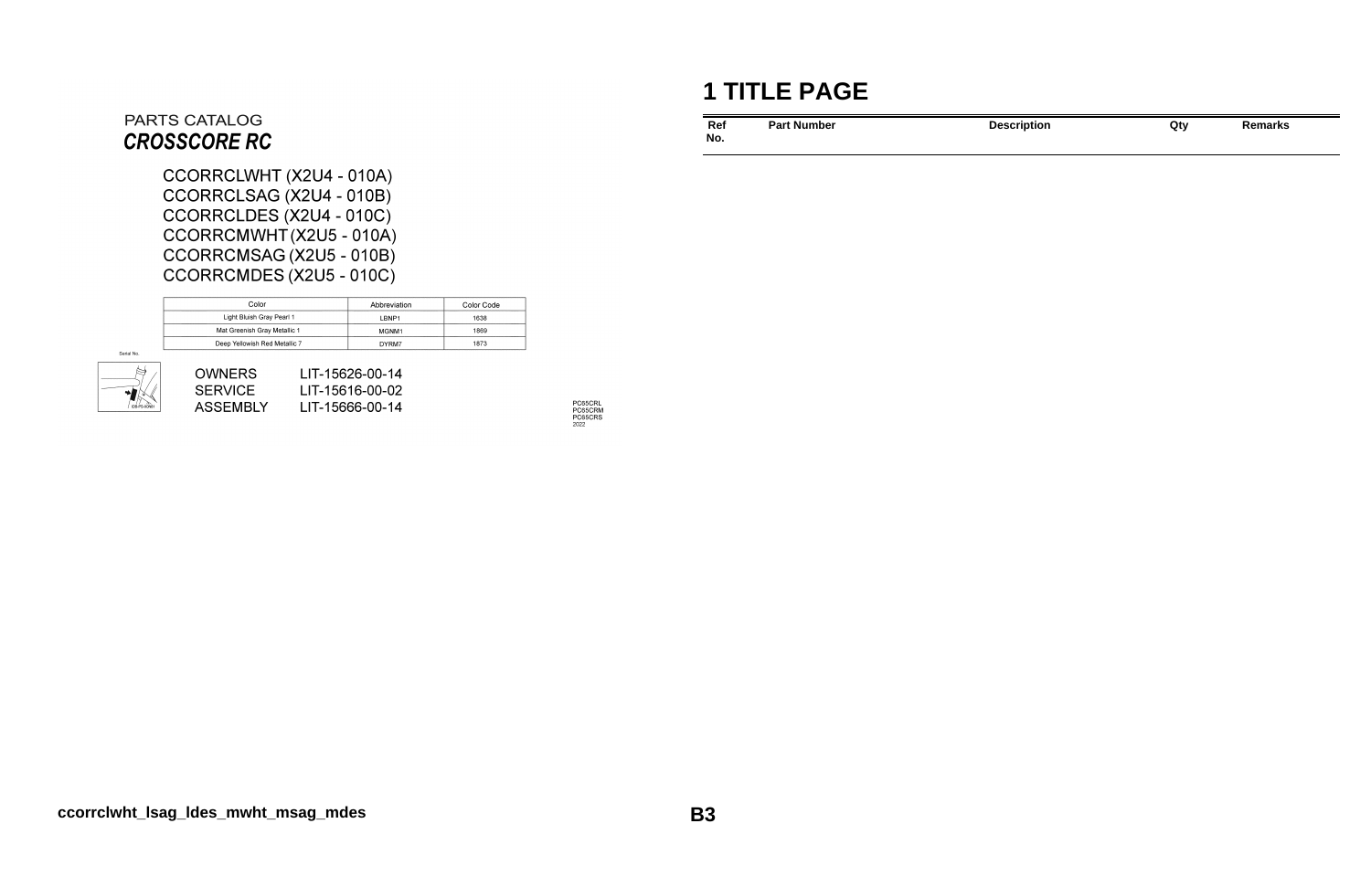PARTS CATALOG

***CROSSCORE RC***

CCORRCLWHT (X2U4 - 010A)
CCORRCLSAG (X2U4 - 010B)
CCORRCLDES (X2U4 - 010C)
CCORRCMWHT (X2U5 - 010A)
CCORRCMSAG (X2U5 - 010B)
CCORRCMDES (X2U5 - 010C)

| Color | Abbreviation | Color Code |
|---|---|---|
| Light Bluish Gray Pearl 1 | LBNP1 | 1638 |
| Mat Greenish Gray Metallic 1 | MGNM1 | 1869 |
| Deep Yellowish Red Metallic 7 | DYRM7 | 1873 |

Serial No.

OWNERS LIT-15626-00-14
SERVICE LIT-15616-00-02
ASSEMBLY LIT-15666-00-14

PC65CRL
PC65CRM
PC65CRS
2022

# 1 TITLE PAGE

| Ref No. | Part Number | Description | Qty | Remarks |
|---|---|---|---|---|